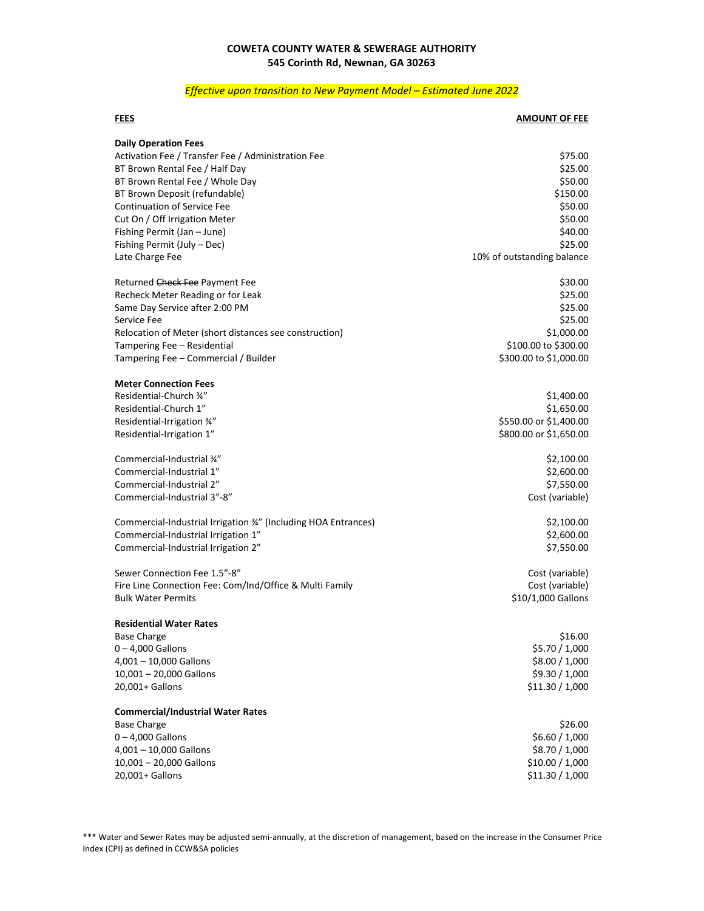**COWETA COUNTY WATER & SEWERAGE AUTHORITY**
**545 Corinth Rd, Newnan, GA 30263**

*Effective upon transition to New Payment Model – Estimated June 2022*

| **FEES** | **AMOUNT OF FEE** |
|---|---|
| **Daily Operation Fees** | |
| Activation Fee / Transfer Fee / Administration Fee | $75.00 |
| BT Brown Rental Fee / Half Day | $25.00 |
| BT Brown Rental Fee / Whole Day | $50.00 |
| BT Brown Deposit (refundable) | $150.00 |
| Continuation of Service Fee | $50.00 |
| Cut On / Off Irrigation Meter | $50.00 |
| Fishing Permit (Jan – June) | $40.00 |
| Fishing Permit (July – Dec) | $25.00 |
| Late Charge Fee | 10% of outstanding balance |
| | |
| Returned ~~Check Fee~~ Payment Fee | $30.00 |
| Recheck Meter Reading or for Leak | $25.00 |
| Same Day Service after 2:00 PM | $25.00 |
| Service Fee | $25.00 |
| Relocation of Meter (short distances see construction) | $1,000.00 |
| Tampering Fee – Residential | $100.00 to $300.00 |
| Tampering Fee – Commercial / Builder | $300.00 to $1,000.00 |
| | |
| **Meter Connection Fees** | |
| Residential-Church ¾" | $1,400.00 |
| Residential-Church 1" | $1,650.00 |
| Residential-Irrigation ¾" | $550.00 or $1,400.00 |
| Residential-Irrigation 1" | $800.00 or $1,650.00 |
| | |
| Commercial-Industrial ¾" | $2,100.00 |
| Commercial-Industrial 1" | $2,600.00 |
| Commercial-Industrial 2" | $7,550.00 |
| Commercial-Industrial 3"-8" | Cost (variable) |
| | |
| Commercial-Industrial Irrigation ¾" (Including HOA Entrances) | $2,100.00 |
| Commercial-Industrial Irrigation 1" | $2,600.00 |
| Commercial-Industrial Irrigation 2" | $7,550.00 |
| | |
| Sewer Connection Fee 1.5"-8" | Cost (variable) |
| Fire Line Connection Fee: Com/Ind/Office & Multi Family | Cost (variable) |
| Bulk Water Permits | $10/1,000 Gallons |
| | |
| **Residential Water Rates** | |
| Base Charge | $16.00 |
| 0 – 4,000 Gallons | $5.70 / 1,000 |
| 4,001 – 10,000 Gallons | $8.00 / 1,000 |
| 10,001 – 20,000 Gallons | $9.30 / 1,000 |
| 20,001+ Gallons | $11.30 / 1,000 |
| | |
| **Commercial/Industrial Water Rates** | |
| Base Charge | $26.00 |
| 0 – 4,000 Gallons | $6.60 / 1,000 |
| 4,001 – 10,000 Gallons | $8.70 / 1,000 |
| 10,001 – 20,000 Gallons | $10.00 / 1,000 |
| 20,001+ Gallons | $11.30 / 1,000 |

*** Water and Sewer Rates may be adjusted semi-annually, at the discretion of management, based on the increase in the Consumer Price Index (CPI) as defined in CCW&SA policies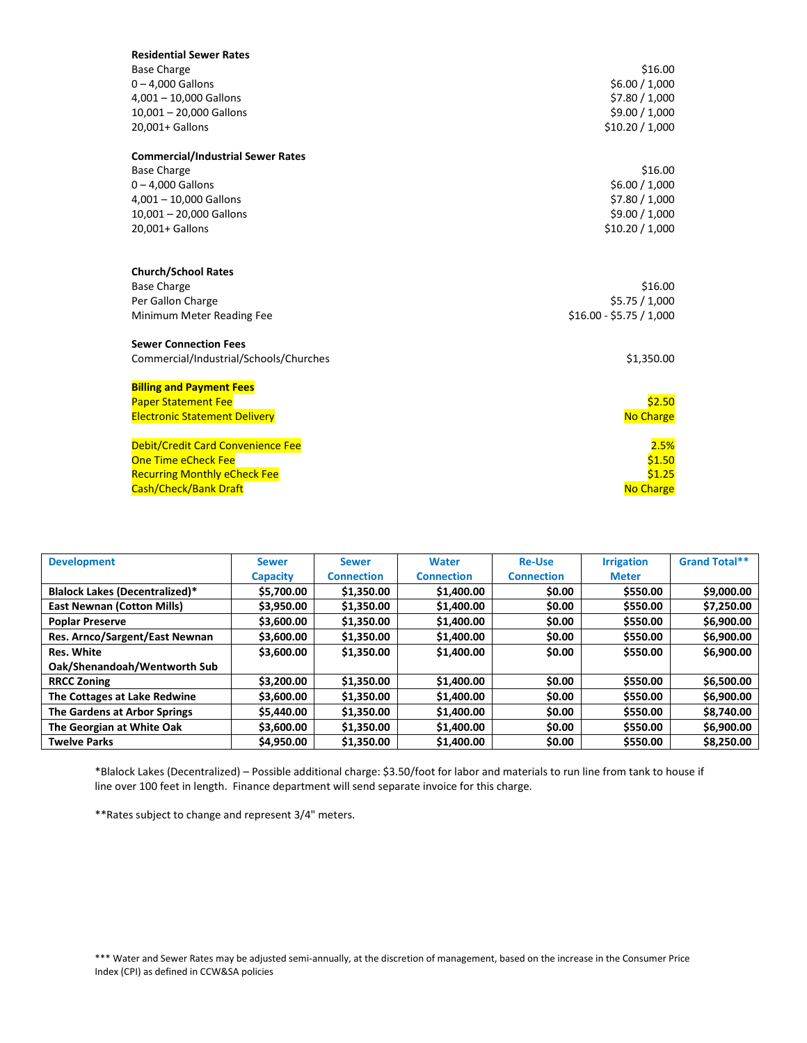**Residential Sewer Rates**

| | |
|---|---|
| Base Charge | $16.00 |
| 0 – 4,000 Gallons | $6.00 / 1,000 |
| 4,001 – 10,000 Gallons | $7.80 / 1,000 |
| 10,001 – 20,000 Gallons | $9.00 / 1,000 |
| 20,001+ Gallons | $10.20 / 1,000 |

**Commercial/Industrial Sewer Rates**

| | |
|---|---|
| Base Charge | $16.00 |
| 0 – 4,000 Gallons | $6.00 / 1,000 |
| 4,001 – 10,000 Gallons | $7.80 / 1,000 |
| 10,001 – 20,000 Gallons | $9.00 / 1,000 |
| 20,001+ Gallons | $10.20 / 1,000 |

**Church/School Rates**

| | |
|---|---|
| Base Charge | $16.00 |
| Per Gallon Charge | $5.75 / 1,000 |
| Minimum Meter Reading Fee | $16.00 - $5.75 / 1,000 |

**Sewer Connection Fees**

| | |
|---|---|
| Commercial/Industrial/Schools/Churches | $1,350.00 |

**Billing and Payment Fees**

| | |
|---|---|
| Paper Statement Fee | $2.50 |
| Electronic Statement Delivery | No Charge |
| Debit/Credit Card Convenience Fee | 2.5% |
| One Time eCheck Fee | $1.50 |
| Recurring Monthly eCheck Fee | $1.25 |
| Cash/Check/Bank Draft | No Charge |

| Development | Sewer Capacity | Sewer Connection | Water Connection | Re-Use Connection | Irrigation Meter | Grand Total** |
|---|---|---|---|---|---|---|
| **Blalock Lakes (Decentralized)*** | **$5,700.00** | **$1,350.00** | **$1,400.00** | **$0.00** | **$550.00** | **$9,000.00** |
| **East Newnan (Cotton Mills)** | **$3,950.00** | **$1,350.00** | **$1,400.00** | **$0.00** | **$550.00** | **$7,250.00** |
| **Poplar Preserve** | **$3,600.00** | **$1,350.00** | **$1,400.00** | **$0.00** | **$550.00** | **$6,900.00** |
| **Res. Arnco/Sargent/East Newnan** | **$3,600.00** | **$1,350.00** | **$1,400.00** | **$0.00** | **$550.00** | **$6,900.00** |
| **Res. White Oak/Shenandoah/Wentworth Sub** | **$3,600.00** | **$1,350.00** | **$1,400.00** | **$0.00** | **$550.00** | **$6,900.00** |
| **RRCC Zoning** | **$3,200.00** | **$1,350.00** | **$1,400.00** | **$0.00** | **$550.00** | **$6,500.00** |
| **The Cottages at Lake Redwine** | **$3,600.00** | **$1,350.00** | **$1,400.00** | **$0.00** | **$550.00** | **$6,900.00** |
| **The Gardens at Arbor Springs** | **$5,440.00** | **$1,350.00** | **$1,400.00** | **$0.00** | **$550.00** | **$8,740.00** |
| **The Georgian at White Oak** | **$3,600.00** | **$1,350.00** | **$1,400.00** | **$0.00** | **$550.00** | **$6,900.00** |
| **Twelve Parks** | **$4,950.00** | **$1,350.00** | **$1,400.00** | **$0.00** | **$550.00** | **$8,250.00** |

*Blalock Lakes (Decentralized) – Possible additional charge: $3.50/foot for labor and materials to run line from tank to house if line over 100 feet in length. Finance department will send separate invoice for this charge.

**Rates subject to change and represent 3/4" meters.

*** Water and Sewer Rates may be adjusted semi-annually, at the discretion of management, based on the increase in the Consumer Price Index (CPI) as defined in CCW&SA policies